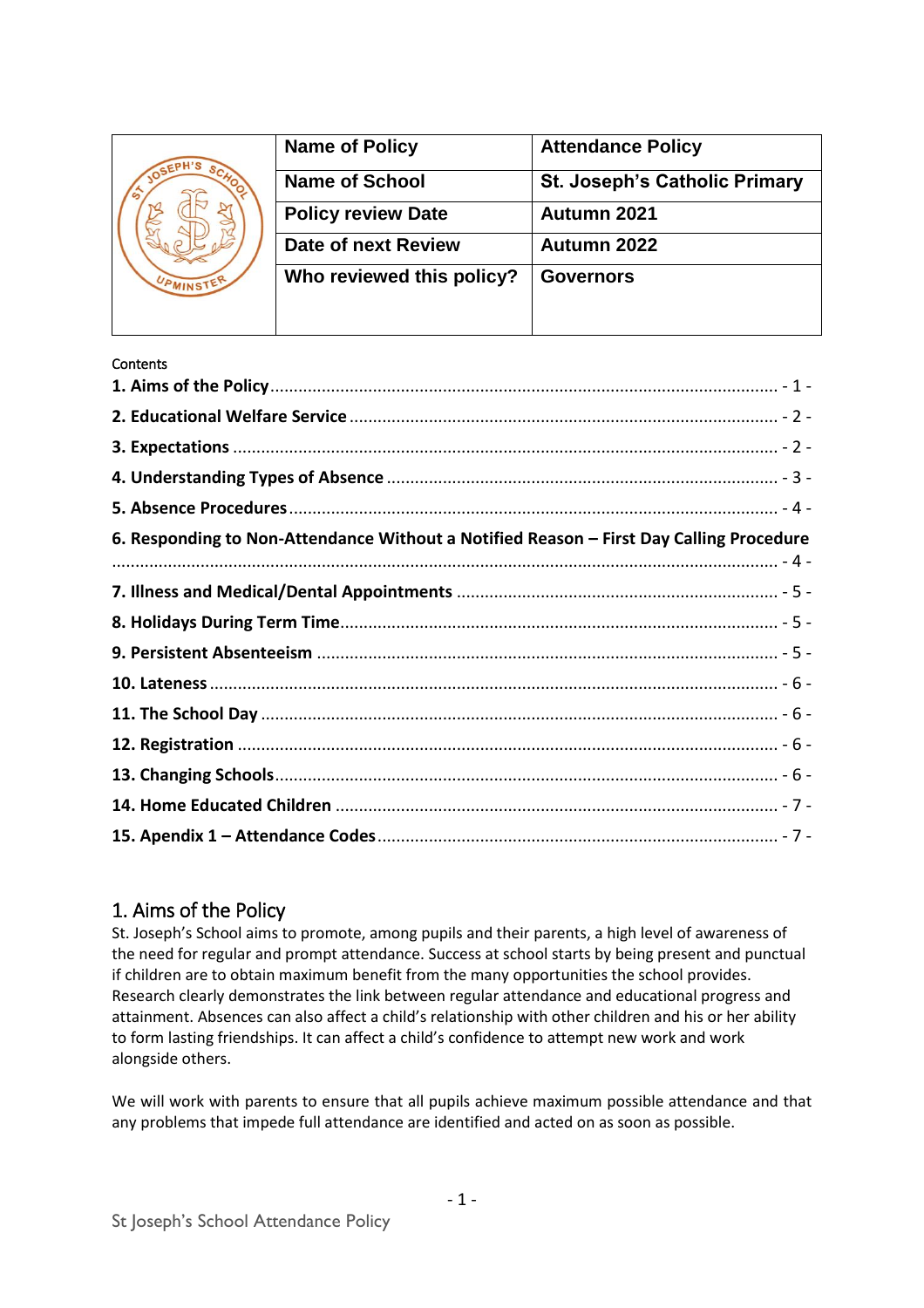| | Name of Policy | Attendance Policy |
|---|---|---|
| | Name of School | St. Joseph's Catholic Primary |
| | Policy review Date | Autumn 2021 |
| | Date of next Review | Autumn 2022 |
| | Who reviewed this policy? | Governors |

Contents

**1. Aims of the Policy** ........ - 1 -
**2. Educational Welfare Service** ........ - 2 -
**3. Expectations** ........ - 2 -
**4. Understanding Types of Absence** ........ - 3 -
**5. Absence Procedures** ........ - 4 -
**6. Responding to Non-Attendance Without a Notified Reason – First Day Calling Procedure** ........ - 4 -
**7. Illness and Medical/Dental Appointments** ........ - 5 -
**8. Holidays During Term Time** ........ - 5 -
**9. Persistent Absenteeism** ........ - 5 -
**10. Lateness** ........ - 6 -
**11. The School Day** ........ - 6 -
**12. Registration** ........ - 6 -
**13. Changing Schools** ........ - 6 -
**14. Home Educated Children** ........ - 7 -
**15. Apendix 1 – Attendance Codes** ........ - 7 -

## 1. Aims of the Policy

St. Joseph's School aims to promote, among pupils and their parents, a high level of awareness of the need for regular and prompt attendance. Success at school starts by being present and punctual if children are to obtain maximum benefit from the many opportunities the school provides. Research clearly demonstrates the link between regular attendance and educational progress and attainment. Absences can also affect a child's relationship with other children and his or her ability to form lasting friendships. It can affect a child's confidence to attempt new work and work alongside others.

We will work with parents to ensure that all pupils achieve maximum possible attendance and that any problems that impede full attendance are identified and acted on as soon as possible.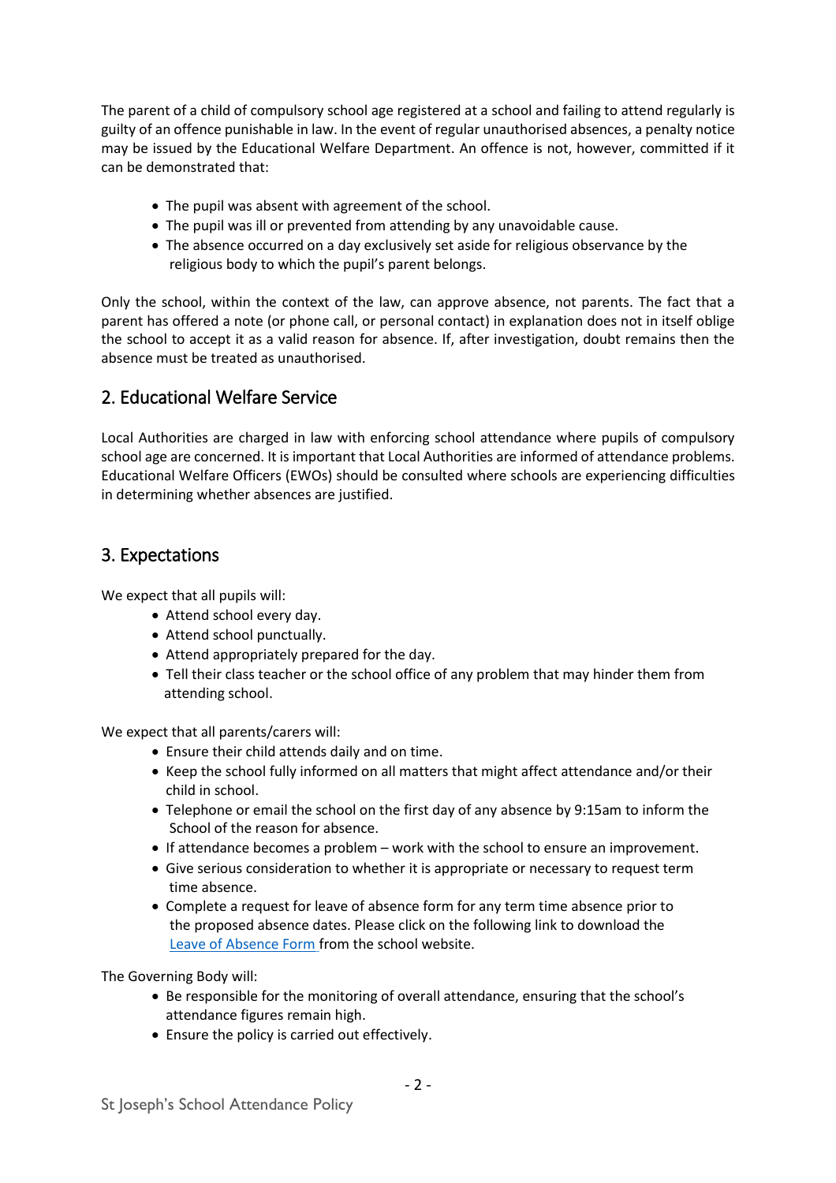The parent of a child of compulsory school age registered at a school and failing to attend regularly is guilty of an offence punishable in law. In the event of regular unauthorised absences, a penalty notice may be issued by the Educational Welfare Department. An offence is not, however, committed if it can be demonstrated that:

- The pupil was absent with agreement of the school.
- The pupil was ill or prevented from attending by any unavoidable cause.
- The absence occurred on a day exclusively set aside for religious observance by the religious body to which the pupil's parent belongs.

Only the school, within the context of the law, can approve absence, not parents. The fact that a parent has offered a note (or phone call, or personal contact) in explanation does not in itself oblige the school to accept it as a valid reason for absence. If, after investigation, doubt remains then the absence must be treated as unauthorised.

## 2. Educational Welfare Service

Local Authorities are charged in law with enforcing school attendance where pupils of compulsory school age are concerned. It is important that Local Authorities are informed of attendance problems. Educational Welfare Officers (EWOs) should be consulted where schools are experiencing difficulties in determining whether absences are justified.

## 3. Expectations

We expect that all pupils will:

- Attend school every day.
- Attend school punctually.
- Attend appropriately prepared for the day.
- Tell their class teacher or the school office of any problem that may hinder them from attending school.

We expect that all parents/carers will:

- Ensure their child attends daily and on time.
- Keep the school fully informed on all matters that might affect attendance and/or their child in school.
- Telephone or email the school on the first day of any absence by 9:15am to inform the School of the reason for absence.
- If attendance becomes a problem – work with the school to ensure an improvement.
- Give serious consideration to whether it is appropriate or necessary to request term time absence.
- Complete a request for leave of absence form for any term time absence prior to the proposed absence dates. Please click on the following link to download the Leave of Absence Form from the school website.

The Governing Body will:

- Be responsible for the monitoring of overall attendance, ensuring that the school's attendance figures remain high.
- Ensure the policy is carried out effectively.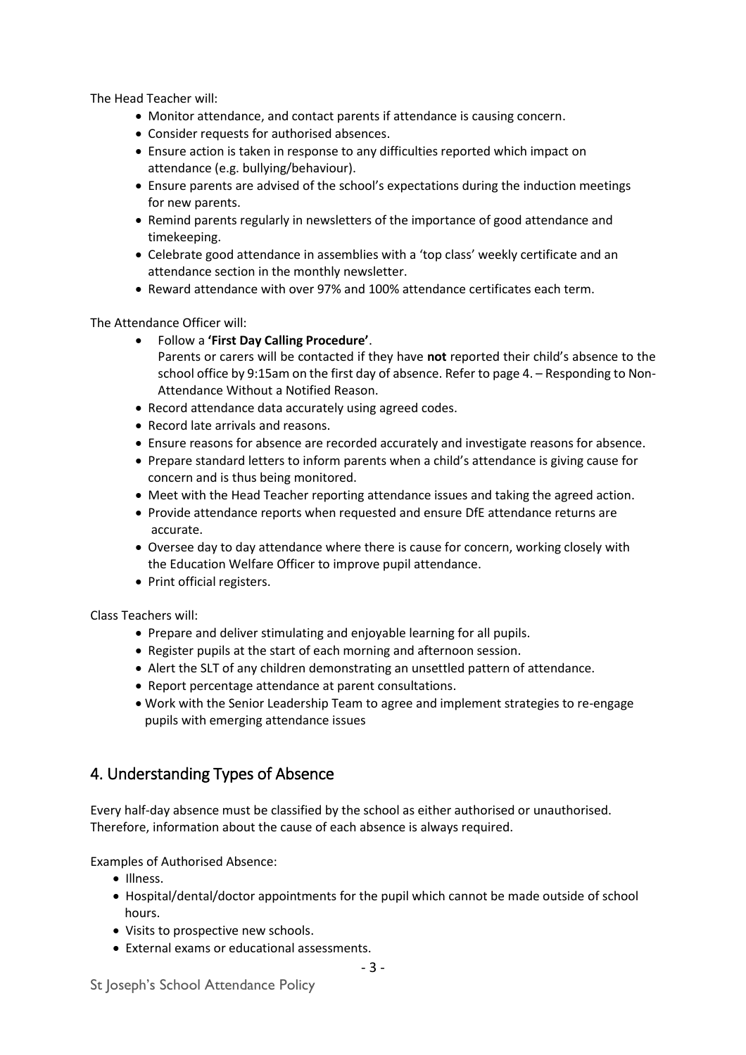The Head Teacher will:

- Monitor attendance, and contact parents if attendance is causing concern.
- Consider requests for authorised absences.
- Ensure action is taken in response to any difficulties reported which impact on attendance (e.g. bullying/behaviour).
- Ensure parents are advised of the school's expectations during the induction meetings for new parents.
- Remind parents regularly in newsletters of the importance of good attendance and timekeeping.
- Celebrate good attendance in assemblies with a 'top class' weekly certificate and an attendance section in the monthly newsletter.
- Reward attendance with over 97% and 100% attendance certificates each term.

The Attendance Officer will:

- Follow a **'First Day Calling Procedure'**.
  Parents or carers will be contacted if they have **not** reported their child's absence to the school office by 9:15am on the first day of absence. Refer to page 4. – Responding to Non-Attendance Without a Notified Reason.
- Record attendance data accurately using agreed codes.
- Record late arrivals and reasons.
- Ensure reasons for absence are recorded accurately and investigate reasons for absence.
- Prepare standard letters to inform parents when a child's attendance is giving cause for concern and is thus being monitored.
- Meet with the Head Teacher reporting attendance issues and taking the agreed action.
- Provide attendance reports when requested and ensure DfE attendance returns are accurate.
- Oversee day to day attendance where there is cause for concern, working closely with the Education Welfare Officer to improve pupil attendance.
- Print official registers.

Class Teachers will:

- Prepare and deliver stimulating and enjoyable learning for all pupils.
- Register pupils at the start of each morning and afternoon session.
- Alert the SLT of any children demonstrating an unsettled pattern of attendance.
- Report percentage attendance at parent consultations.
- Work with the Senior Leadership Team to agree and implement strategies to re-engage pupils with emerging attendance issues

## 4. Understanding Types of Absence

Every half-day absence must be classified by the school as either authorised or unauthorised. Therefore, information about the cause of each absence is always required.

Examples of Authorised Absence:

- Illness.
- Hospital/dental/doctor appointments for the pupil which cannot be made outside of school hours.
- Visits to prospective new schools.
- External exams or educational assessments.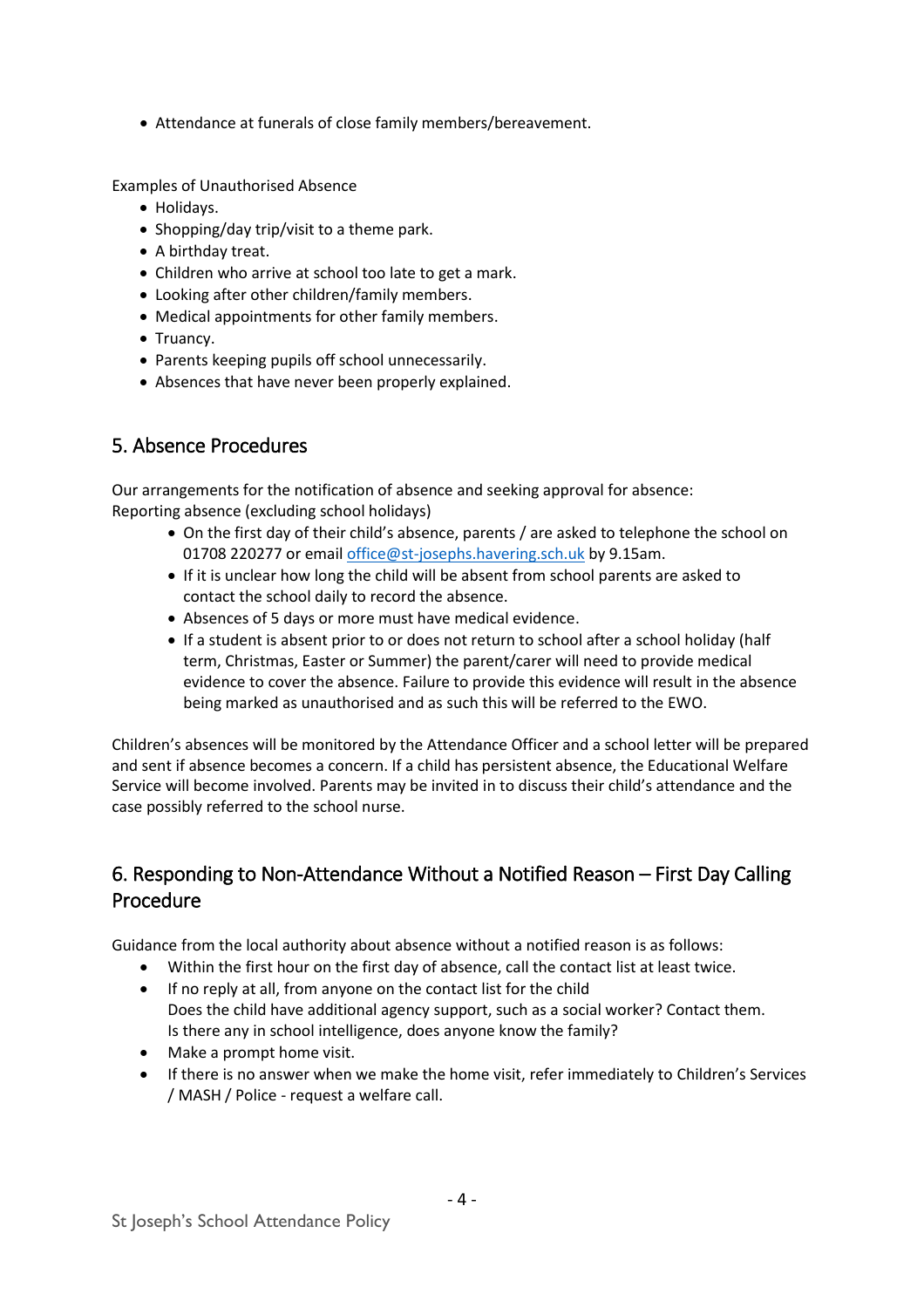- Attendance at funerals of close family members/bereavement.

Examples of Unauthorised Absence

- Holidays.
- Shopping/day trip/visit to a theme park.
- A birthday treat.
- Children who arrive at school too late to get a mark.
- Looking after other children/family members.
- Medical appointments for other family members.
- Truancy.
- Parents keeping pupils off school unnecessarily.
- Absences that have never been properly explained.

## 5. Absence Procedures

Our arrangements for the notification of absence and seeking approval for absence:
Reporting absence (excluding school holidays)

- On the first day of their child's absence, parents / are asked to telephone the school on 01708 220277 or email office@st-josephs.havering.sch.uk by 9.15am.
- If it is unclear how long the child will be absent from school parents are asked to contact the school daily to record the absence.
- Absences of 5 days or more must have medical evidence.
- If a student is absent prior to or does not return to school after a school holiday (half term, Christmas, Easter or Summer) the parent/carer will need to provide medical evidence to cover the absence. Failure to provide this evidence will result in the absence being marked as unauthorised and as such this will be referred to the EWO.

Children's absences will be monitored by the Attendance Officer and a school letter will be prepared and sent if absence becomes a concern. If a child has persistent absence, the Educational Welfare Service will become involved. Parents may be invited in to discuss their child's attendance and the case possibly referred to the school nurse.

## 6. Responding to Non-Attendance Without a Notified Reason – First Day Calling Procedure

Guidance from the local authority about absence without a notified reason is as follows:

- Within the first hour on the first day of absence, call the contact list at least twice.
- If no reply at all, from anyone on the contact list for the child
  Does the child have additional agency support, such as a social worker? Contact them.
  Is there any in school intelligence, does anyone know the family?
- Make a prompt home visit.
- If there is no answer when we make the home visit, refer immediately to Children's Services / MASH / Police - request a welfare call.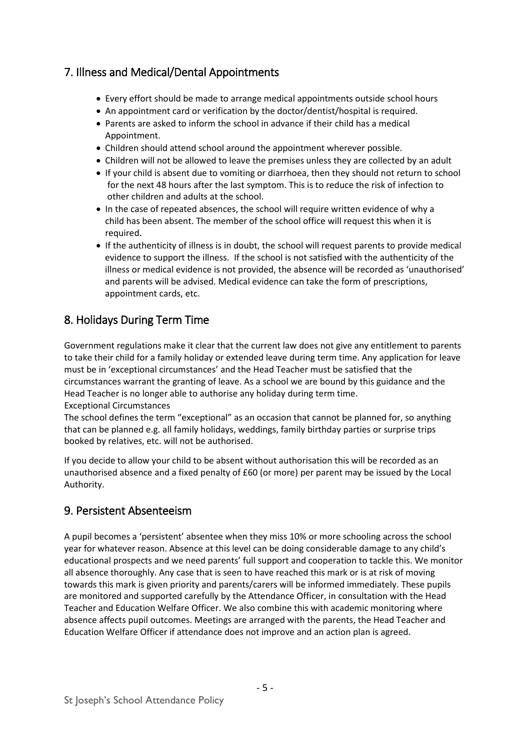## 7. Illness and Medical/Dental Appointments

- Every effort should be made to arrange medical appointments outside school hours
- An appointment card or verification by the doctor/dentist/hospital is required.
- Parents are asked to inform the school in advance if their child has a medical Appointment.
- Children should attend school around the appointment wherever possible.
- Children will not be allowed to leave the premises unless they are collected by an adult
- If your child is absent due to vomiting or diarrhoea, then they should not return to school for the next 48 hours after the last symptom. This is to reduce the risk of infection to other children and adults at the school.
- In the case of repeated absences, the school will require written evidence of why a child has been absent. The member of the school office will request this when it is required.
- If the authenticity of illness is in doubt, the school will request parents to provide medical evidence to support the illness. If the school is not satisfied with the authenticity of the illness or medical evidence is not provided, the absence will be recorded as 'unauthorised' and parents will be advised. Medical evidence can take the form of prescriptions, appointment cards, etc.

## 8. Holidays During Term Time

Government regulations make it clear that the current law does not give any entitlement to parents to take their child for a family holiday or extended leave during term time. Any application for leave must be in 'exceptional circumstances' and the Head Teacher must be satisfied that the circumstances warrant the granting of leave. As a school we are bound by this guidance and the Head Teacher is no longer able to authorise any holiday during term time.
Exceptional Circumstances
The school defines the term "exceptional" as an occasion that cannot be planned for, so anything that can be planned e.g. all family holidays, weddings, family birthday parties or surprise trips booked by relatives, etc. will not be authorised.

If you decide to allow your child to be absent without authorisation this will be recorded as an unauthorised absence and a fixed penalty of £60 (or more) per parent may be issued by the Local Authority.

## 9. Persistent Absenteeism

A pupil becomes a 'persistent' absentee when they miss 10% or more schooling across the school year for whatever reason. Absence at this level can be doing considerable damage to any child's educational prospects and we need parents' full support and cooperation to tackle this. We monitor all absence thoroughly. Any case that is seen to have reached this mark or is at risk of moving towards this mark is given priority and parents/carers will be informed immediately. These pupils are monitored and supported carefully by the Attendance Officer, in consultation with the Head Teacher and Education Welfare Officer. We also combine this with academic monitoring where absence affects pupil outcomes. Meetings are arranged with the parents, the Head Teacher and Education Welfare Officer if attendance does not improve and an action plan is agreed.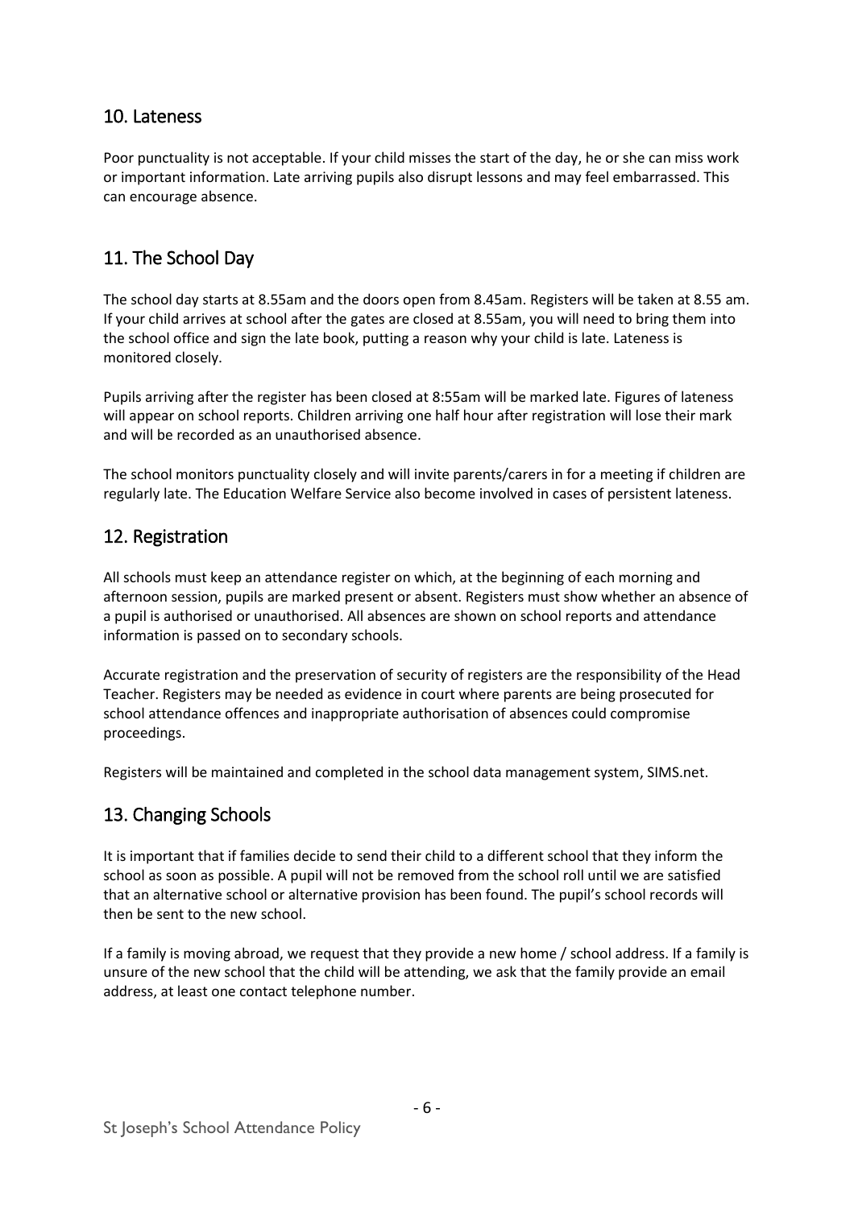## 10. Lateness

Poor punctuality is not acceptable. If your child misses the start of the day, he or she can miss work or important information. Late arriving pupils also disrupt lessons and may feel embarrassed. This can encourage absence.

## 11. The School Day

The school day starts at 8.55am and the doors open from 8.45am. Registers will be taken at 8.55 am. If your child arrives at school after the gates are closed at 8.55am, you will need to bring them into the school office and sign the late book, putting a reason why your child is late. Lateness is monitored closely.

Pupils arriving after the register has been closed at 8:55am will be marked late. Figures of lateness will appear on school reports. Children arriving one half hour after registration will lose their mark and will be recorded as an unauthorised absence.

The school monitors punctuality closely and will invite parents/carers in for a meeting if children are regularly late. The Education Welfare Service also become involved in cases of persistent lateness.

## 12. Registration

All schools must keep an attendance register on which, at the beginning of each morning and afternoon session, pupils are marked present or absent. Registers must show whether an absence of a pupil is authorised or unauthorised. All absences are shown on school reports and attendance information is passed on to secondary schools.

Accurate registration and the preservation of security of registers are the responsibility of the Head Teacher. Registers may be needed as evidence in court where parents are being prosecuted for school attendance offences and inappropriate authorisation of absences could compromise proceedings.

Registers will be maintained and completed in the school data management system, SIMS.net.

## 13. Changing Schools

It is important that if families decide to send their child to a different school that they inform the school as soon as possible. A pupil will not be removed from the school roll until we are satisfied that an alternative school or alternative provision has been found. The pupil's school records will then be sent to the new school.

If a family is moving abroad, we request that they provide a new home / school address. If a family is unsure of the new school that the child will be attending, we ask that the family provide an email address, at least one contact telephone number.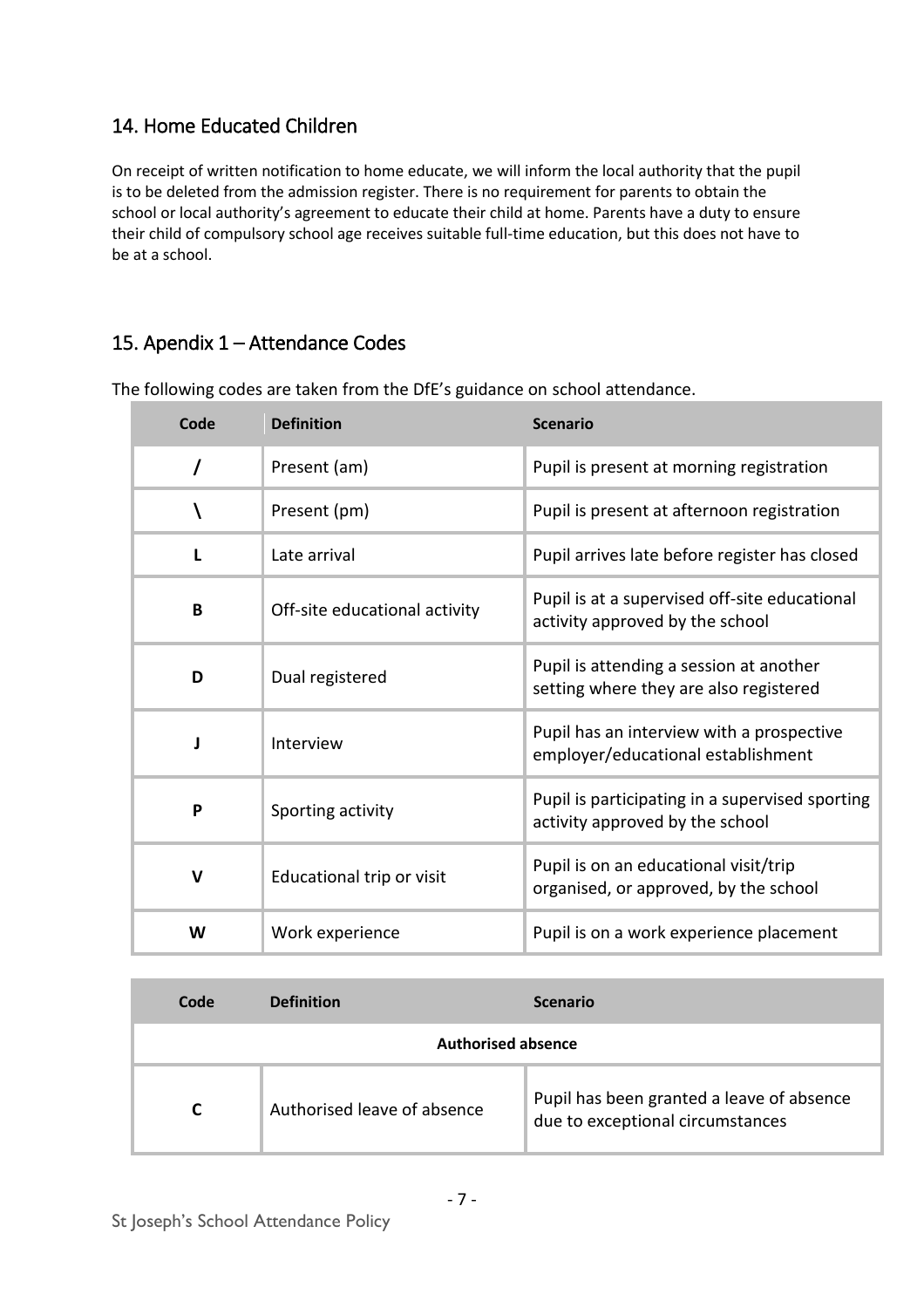## 14. Home Educated Children

On receipt of written notification to home educate, we will inform the local authority that the pupil is to be deleted from the admission register. There is no requirement for parents to obtain the school or local authority's agreement to educate their child at home. Parents have a duty to ensure their child of compulsory school age receives suitable full-time education, but this does not have to be at a school.

## 15. Apendix 1 – Attendance Codes

The following codes are taken from the DfE's guidance on school attendance.

| Code | Definition | Scenario |
|---|---|---|
| **/** | Present (am) | Pupil is present at morning registration |
| **\** | Present (pm) | Pupil is present at afternoon registration |
| **L** | Late arrival | Pupil arrives late before register has closed |
| **B** | Off-site educational activity | Pupil is at a supervised off-site educational activity approved by the school |
| **D** | Dual registered | Pupil is attending a session at another setting where they are also registered |
| **J** | Interview | Pupil has an interview with a prospective employer/educational establishment |
| **P** | Sporting activity | Pupil is participating in a supervised sporting activity approved by the school |
| **V** | Educational trip or visit | Pupil is on an educational visit/trip organised, or approved, by the school |
| **W** | Work experience | Pupil is on a work experience placement |

| Code | Definition | Scenario |
|---|---|---|
| **Authorised absence** | | |
| **C** | Authorised leave of absence | Pupil has been granted a leave of absence due to exceptional circumstances |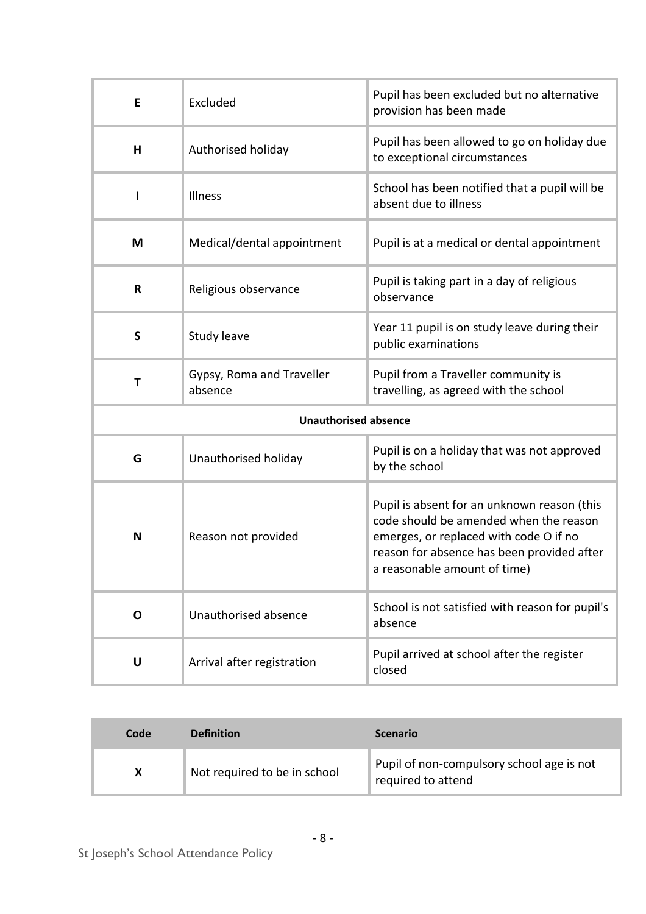| | | |
|---|---|---|
| **E** | Excluded | Pupil has been excluded but no alternative provision has been made |
| **H** | Authorised holiday | Pupil has been allowed to go on holiday due to exceptional circumstances |
| **I** | Illness | School has been notified that a pupil will be absent due to illness |
| **M** | Medical/dental appointment | Pupil is at a medical or dental appointment |
| **R** | Religious observance | Pupil is taking part in a day of religious observance |
| **S** | Study leave | Year 11 pupil is on study leave during their public examinations |
| **T** | Gypsy, Roma and Traveller absence | Pupil from a Traveller community is travelling, as agreed with the school |
| **Unauthorised absence** | | |
| **G** | Unauthorised holiday | Pupil is on a holiday that was not approved by the school |
| **N** | Reason not provided | Pupil is absent for an unknown reason (this code should be amended when the reason emerges, or replaced with code O if no reason for absence has been provided after a reasonable amount of time) |
| **O** | Unauthorised absence | School is not satisfied with reason for pupil's absence |
| **U** | Arrival after registration | Pupil arrived at school after the register closed |

| Code | Definition | Scenario |
|---|---|---|
| **X** | Not required to be in school | Pupil of non-compulsory school age is not required to attend |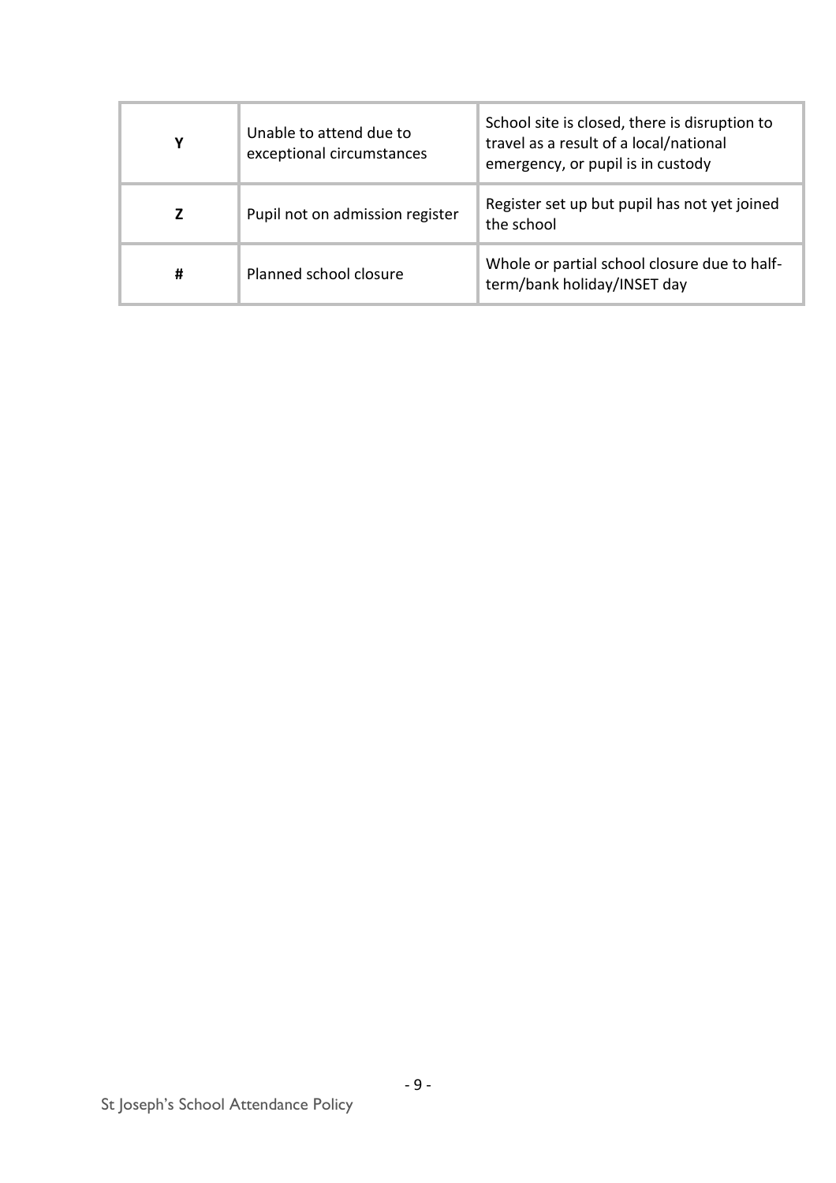| | | |
|---|---|---|
| **Y** | Unable to attend due to exceptional circumstances | School site is closed, there is disruption to travel as a result of a local/national emergency, or pupil is in custody |
| **Z** | Pupil not on admission register | Register set up but pupil has not yet joined the school |
| **#** | Planned school closure | Whole or partial school closure due to half-term/bank holiday/INSET day |